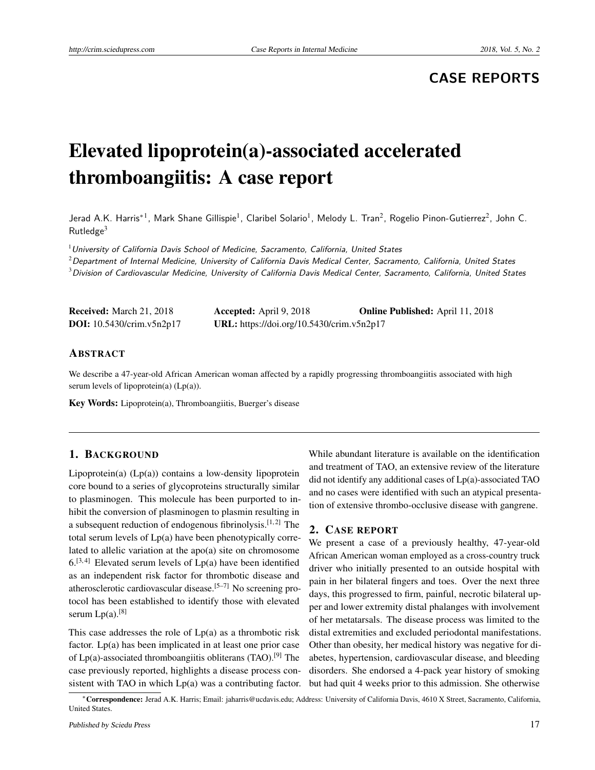CASE REPORTS

# Elevated lipoprotein(a)-associated accelerated thromboangiitis: A case report

Jerad A.K. Harris*[1], Mark Shane Gillispie[1], Claribel Solario[1], Melody L. Tran[2], Rogelio Pinon-Gutierrez[2], John C. Rutledge[3]

[1] *University of California Davis School of Medicine, Sacramento, California, United States*
[2] *Department of Internal Medicine, University of California Davis Medical Center, Sacramento, California, United States*
[3] *Division of Cardiovascular Medicine, University of California Davis Medical Center, Sacramento, California, United States*

**Received:** March 21, 2018 **Accepted:** April 9, 2018 **Online Published:** April 11, 2018
**DOI:** 10.5430/crim.v5n2p17 **URL:** https://doi.org/10.5430/crim.v5n2p17

## ABSTRACT

We describe a 47-year-old African American woman affected by a rapidly progressing thromboangiitis associated with high serum levels of lipoprotein(a) (Lp(a)).

**Key Words:** Lipoprotein(a), Thromboangiitis, Buerger's disease

## 1. BACKGROUND

Lipoprotein(a) (Lp(a)) contains a low-density lipoprotein core bound to a series of glycoproteins structurally similar to plasminogen. This molecule has been purported to inhibit the conversion of plasminogen to plasmin resulting in a subsequent reduction of endogenous fibrinolysis.[1,2] The total serum levels of Lp(a) have been phenotypically correlated to allelic variation at the apo(a) site on chromosome 6.[3,4] Elevated serum levels of Lp(a) have been identified as an independent risk factor for thrombotic disease and atherosclerotic cardiovascular disease.[5–7] No screening protocol has been established to identify those with elevated serum Lp(a).[8]

This case addresses the role of Lp(a) as a thrombotic risk factor. Lp(a) has been implicated in at least one prior case of Lp(a)-associated thromboangiitis obliterans (TAO).[9] The case previously reported, highlights a disease process consistent with TAO in which Lp(a) was a contributing factor. While abundant literature is available on the identification and treatment of TAO, an extensive review of the literature did not identify any additional cases of Lp(a)-associated TAO and no cases were identified with such an atypical presentation of extensive thrombo-occlusive disease with gangrene.

## 2. CASE REPORT

We present a case of a previously healthy, 47-year-old African American woman employed as a cross-country truck driver who initially presented to an outside hospital with pain in her bilateral fingers and toes. Over the next three days, this progressed to firm, painful, necrotic bilateral upper and lower extremity distal phalanges with involvement of her metatarsals. The disease process was limited to the distal extremities and excluded periodontal manifestations. Other than obesity, her medical history was negative for diabetes, hypertension, cardiovascular disease, and bleeding disorders. She endorsed a 4-pack year history of smoking but had quit 4 weeks prior to this admission. She otherwise

*Correspondence: Jerad A.K. Harris; Email: jaharris@ucdavis.edu; Address: University of California Davis, 4610 X Street, Sacramento, California, United States.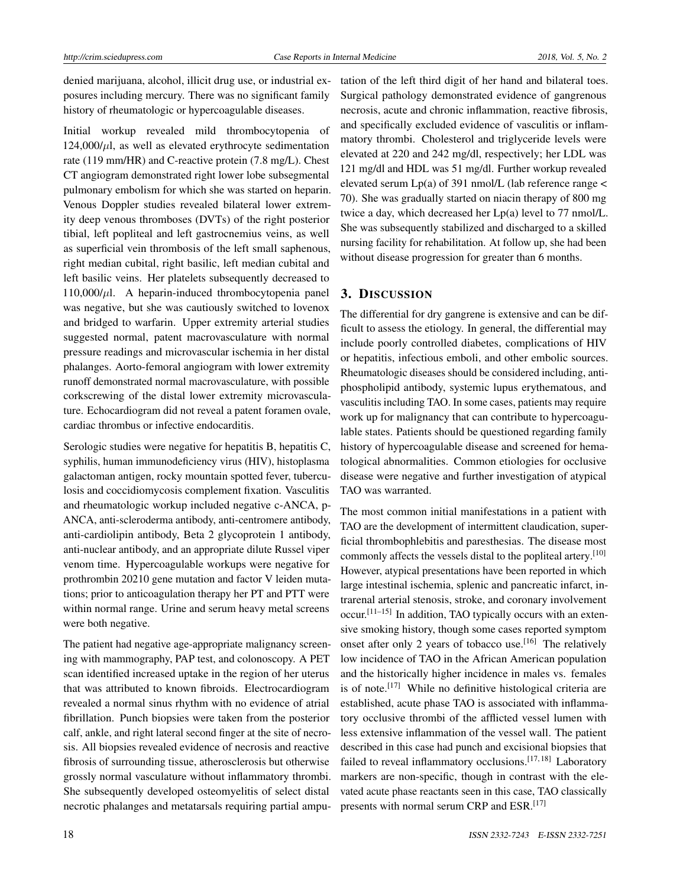denied marijuana, alcohol, illicit drug use, or industrial exposures including mercury. There was no significant family history of rheumatologic or hypercoagulable diseases.

Initial workup revealed mild thrombocytopenia of 124,000/$\mu$l, as well as elevated erythrocyte sedimentation rate (119 mm/HR) and C-reactive protein (7.8 mg/L). Chest CT angiogram demonstrated right lower lobe subsegmental pulmonary embolism for which she was started on heparin. Venous Doppler studies revealed bilateral lower extremity deep venous thromboses (DVTs) of the right posterior tibial, left popliteal and left gastrocnemius veins, as well as superficial vein thrombosis of the left small saphenous, right median cubital, right basilic, left median cubital and left basilic veins. Her platelets subsequently decreased to 110,000/$\mu$l. A heparin-induced thrombocytopenia panel was negative, but she was cautiously switched to lovenox and bridged to warfarin. Upper extremity arterial studies suggested normal, patent macrovasculature with normal pressure readings and microvascular ischemia in her distal phalanges. Aorto-femoral angiogram with lower extremity runoff demonstrated normal macrovasculature, with possible corkscrewing of the distal lower extremity microvasculature. Echocardiogram did not reveal a patent foramen ovale, cardiac thrombus or infective endocarditis.

Serologic studies were negative for hepatitis B, hepatitis C, syphilis, human immunodeficiency virus (HIV), histoplasma galactoman antigen, rocky mountain spotted fever, tuberculosis and coccidiomycosis complement fixation. Vasculitis and rheumatologic workup included negative c-ANCA, p-ANCA, anti-scleroderma antibody, anti-centromere antibody, anti-cardiolipin antibody, Beta 2 glycoprotein 1 antibody, anti-nuclear antibody, and an appropriate dilute Russel viper venom time. Hypercoagulable workups were negative for prothrombin 20210 gene mutation and factor V leiden mutations; prior to anticoagulation therapy her PT and PTT were within normal range. Urine and serum heavy metal screens were both negative.

The patient had negative age-appropriate malignancy screening with mammography, PAP test, and colonoscopy. A PET scan identified increased uptake in the region of her uterus that was attributed to known fibroids. Electrocardiogram revealed a normal sinus rhythm with no evidence of atrial fibrillation. Punch biopsies were taken from the posterior calf, ankle, and right lateral second finger at the site of necrosis. All biopsies revealed evidence of necrosis and reactive fibrosis of surrounding tissue, atherosclerosis but otherwise grossly normal vasculature without inflammatory thrombi. She subsequently developed osteomyelitis of select distal necrotic phalanges and metatarsals requiring partial amputation of the left third digit of her hand and bilateral toes. Surgical pathology demonstrated evidence of gangrenous necrosis, acute and chronic inflammation, reactive fibrosis, and specifically excluded evidence of vasculitis or inflammatory thrombi. Cholesterol and triglyceride levels were elevated at 220 and 242 mg/dl, respectively; her LDL was 121 mg/dl and HDL was 51 mg/dl. Further workup revealed elevated serum Lp(a) of 391 nmol/L (lab reference range < 70). She was gradually started on niacin therapy of 800 mg twice a day, which decreased her Lp(a) level to 77 nmol/L. She was subsequently stabilized and discharged to a skilled nursing facility for rehabilitation. At follow up, she had been without disease progression for greater than 6 months.

## 3. Discussion

The differential for dry gangrene is extensive and can be difficult to assess the etiology. In general, the differential may include poorly controlled diabetes, complications of HIV or hepatitis, infectious emboli, and other embolic sources. Rheumatologic diseases should be considered including, antiphospholipid antibody, systemic lupus erythematous, and vasculitis including TAO. In some cases, patients may require work up for malignancy that can contribute to hypercoagulable states. Patients should be questioned regarding family history of hypercoagulable disease and screened for hematological abnormalities. Common etiologies for occlusive disease were negative and further investigation of atypical TAO was warranted.

The most common initial manifestations in a patient with TAO are the development of intermittent claudication, superficial thrombophlebitis and paresthesias. The disease most commonly affects the vessels distal to the popliteal artery.[10] However, atypical presentations have been reported in which large intestinal ischemia, splenic and pancreatic infarct, intrarenal arterial stenosis, stroke, and coronary involvement occur.[11–15] In addition, TAO typically occurs with an extensive smoking history, though some cases reported symptom onset after only 2 years of tobacco use.[16] The relatively low incidence of TAO in the African American population and the historically higher incidence in males vs. females is of note.[17] While no definitive histological criteria are established, acute phase TAO is associated with inflammatory occlusive thrombi of the afflicted vessel lumen with less extensive inflammation of the vessel wall. The patient described in this case had punch and excisional biopsies that failed to reveal inflammatory occlusions.[17,18] Laboratory markers are non-specific, though in contrast with the elevated acute phase reactants seen in this case, TAO classically presents with normal serum CRP and ESR.[17]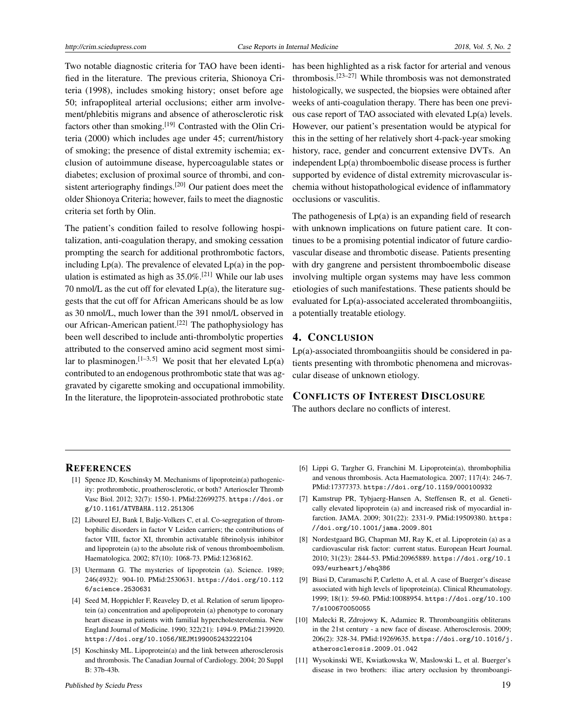Two notable diagnostic criteria for TAO have been identified in the literature. The previous criteria, Shionoya Criteria (1998), includes smoking history; onset before age 50; infrapopliteal arterial occlusions; either arm involvement/phlebitis migrans and absence of atherosclerotic risk factors other than smoking.[19] Contrasted with the Olin Criteria (2000) which includes age under 45; current/history of smoking; the presence of distal extremity ischemia; exclusion of autoimmune disease, hypercoagulable states or diabetes; exclusion of proximal source of thrombi, and consistent arteriography findings.[20] Our patient does meet the older Shionoya Criteria; however, fails to meet the diagnostic criteria set forth by Olin.

The patient's condition failed to resolve following hospitalization, anti-coagulation therapy, and smoking cessation prompting the search for additional prothrombotic factors, including Lp(a). The prevalence of elevated Lp(a) in the population is estimated as high as 35.0%.[21] While our lab uses 70 nmol/L as the cut off for elevated Lp(a), the literature suggests that the cut off for African Americans should be as low as 30 nmol/L, much lower than the 391 nmol/L observed in our African-American patient.[22] The pathophysiology has been well described to include anti-thrombolytic properties attributed to the conserved amino acid segment most similar to plasminogen.[1–3,5] We posit that her elevated Lp(a) contributed to an endogenous prothrombotic state that was aggravated by cigarette smoking and occupational immobility. In the literature, the lipoprotein-associated prothrobotic state has been highlighted as a risk factor for arterial and venous thrombosis.[23–27] While thrombosis was not demonstrated histologically, we suspected, the biopsies were obtained after weeks of anti-coagulation therapy. There has been one previous case report of TAO associated with elevated Lp(a) levels. However, our patient's presentation would be atypical for this in the setting of her relatively short 4-pack-year smoking history, race, gender and concurrent extensive DVTs. An independent Lp(a) thromboembolic disease process is further supported by evidence of distal extremity microvascular ischemia without histopathological evidence of inflammatory occlusions or vasculitis.

The pathogenesis of Lp(a) is an expanding field of research with unknown implications on future patient care. It continues to be a promising potential indicator of future cardiovascular disease and thrombotic disease. Patients presenting with dry gangrene and persistent thromboembolic disease involving multiple organ systems may have less common etiologies of such manifestations. These patients should be evaluated for Lp(a)-associated accelerated thromboangiitis, a potentially treatable etiology.

## 4. Conclusion

Lp(a)-associated thromboangiitis should be considered in patients presenting with thrombotic phenomena and microvascular disease of unknown etiology.

## Conflicts of Interest Disclosure

The authors declare no conflicts of interest.

## References

[1] Spence JD, Koschinsky M. Mechanisms of lipoprotein(a) pathogenicity: prothrombotic, proatherosclerotic, or both? Arterioscler Thromb Vasc Biol. 2012; 32(7): 1550-1. PMid:22699275. https://doi.org/10.1161/ATVBAHA.112.251306

[2] Libourel EJ, Bank I, Balje-Volkers C, et al. Co-segregation of thrombophilic disorders in factor V Leiden carriers; the contributions of factor VIII, factor XI, thrombin activatable fibrinolysis inhibitor and lipoprotein (a) to the absolute risk of venous thromboembolism. Haematologica. 2002; 87(10): 1068-73. PMid:12368162.

[3] Utermann G. The mysteries of lipoprotein (a). Science. 1989; 246(4932): 904-10. PMid:2530631. https://doi.org/10.1126/science.2530631

[4] Seed M, Hoppichler F, Reaveley D, et al. Relation of serum lipoprotein (a) concentration and apolipoprotein (a) phenotype to coronary heart disease in patients with familial hypercholesterolemia. New England Journal of Medicine. 1990; 322(21): 1494-9. PMid:2139920. https://doi.org/10.1056/NEJM199005243222104

[5] Koschinsky ML. Lipoprotein(a) and the link between atherosclerosis and thrombosis. The Canadian Journal of Cardiology. 2004; 20 Suppl B: 37b-43b.

[6] Lippi G, Targher G, Franchini M. Lipoprotein(a), thrombophilia and venous thrombosis. Acta Haematologica. 2007; 117(4): 246-7. PMid:17377373. https://doi.org/10.1159/000100932

[7] Kamstrup PR, Tybjaerg-Hansen A, Steffensen R, et al. Genetically elevated lipoprotein (a) and increased risk of myocardial infarction. JAMA. 2009; 301(22): 2331-9. PMid:19509380. https://doi.org/10.1001/jama.2009.801

[8] Nordestgaard BG, Chapman MJ, Ray K, et al. Lipoprotein (a) as a cardiovascular risk factor: current status. European Heart Journal. 2010; 31(23): 2844-53. PMid:20965889. https://doi.org/10.1093/eurheartj/ehq386

[9] Biasi D, Caramaschi P, Carletto A, et al. A case of Buerger's disease associated with high levels of lipoprotein(a). Clinical Rheumatology. 1999; 18(1): 59-60. PMid:10088954. https://doi.org/10.1007/s100670050055

[10] Małecki R, Zdrojowy K, Adamiec R. Thromboangiitis obliterans in the 21st century - a new face of disease. Atherosclerosis. 2009; 206(2): 328-34. PMid:19269635. https://doi.org/10.1016/j.atherosclerosis.2009.01.042

[11] Wysokinski WE, Kwiatkowska W, Maslowski L, et al. Buerger's disease in two brothers: iliac artery occlusion by thromboangi-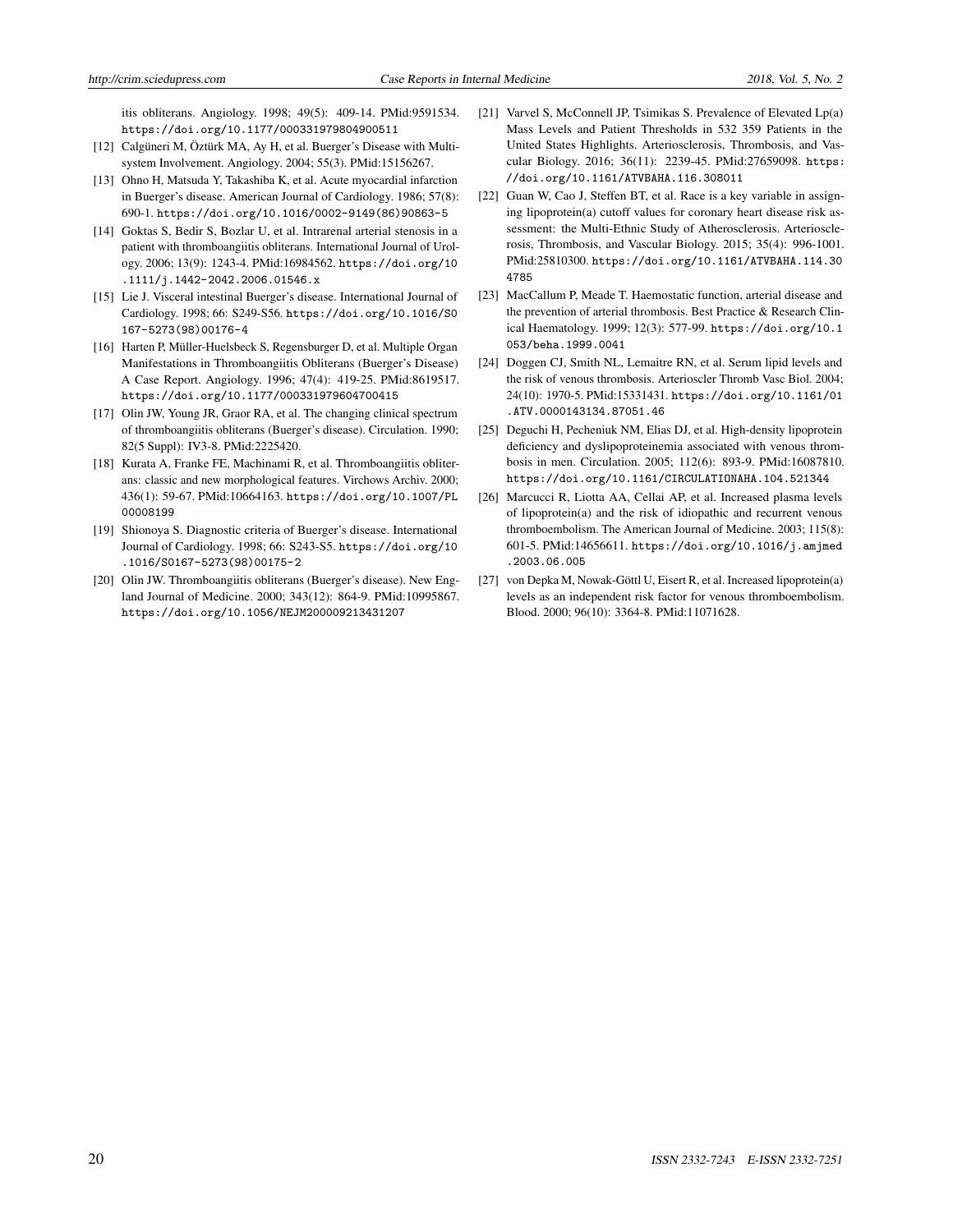itis obliterans. Angiology. 1998; 49(5): 409-14. PMid:9591534. https://doi.org/10.1177/000331979804900511

[12] Calgüneri M, Öztürk MA, Ay H, et al. Buerger's Disease with Multisystem Involvement. Angiology. 2004; 55(3). PMid:15156267.

[13] Ohno H, Matsuda Y, Takashiba K, et al. Acute myocardial infarction in Buerger's disease. American Journal of Cardiology. 1986; 57(8): 690-1. https://doi.org/10.1016/0002-9149(86)90863-5

[14] Goktas S, Bedir S, Bozlar U, et al. Intrarenal arterial stenosis in a patient with thromboangiitis obliterans. International Journal of Urology. 2006; 13(9): 1243-4. PMid:16984562. https://doi.org/10.1111/j.1442-2042.2006.01546.x

[15] Lie J. Visceral intestinal Buerger's disease. International Journal of Cardiology. 1998; 66: S249-S56. https://doi.org/10.1016/S0167-5273(98)00176-4

[16] Harten P, Müller-Huelsbeck S, Regensburger D, et al. Multiple Organ Manifestations in Thromboangiitis Obliterans (Buerger's Disease) A Case Report. Angiology. 1996; 47(4): 419-25. PMid:8619517. https://doi.org/10.1177/000331979604700415

[17] Olin JW, Young JR, Graor RA, et al. The changing clinical spectrum of thromboangiitis obliterans (Buerger's disease). Circulation. 1990; 82(5 Suppl): IV3-8. PMid:2225420.

[18] Kurata A, Franke FE, Machinami R, et al. Thromboangiitis obliterans: classic and new morphological features. Virchows Archiv. 2000; 436(1): 59-67. PMid:10664163. https://doi.org/10.1007/PL00008199

[19] Shionoya S. Diagnostic criteria of Buerger's disease. International Journal of Cardiology. 1998; 66: S243-S5. https://doi.org/10.1016/S0167-5273(98)00175-2

[20] Olin JW. Thromboangiitis obliterans (Buerger's disease). New England Journal of Medicine. 2000; 343(12): 864-9. PMid:10995867. https://doi.org/10.1056/NEJM200009213431207

[21] Varvel S, McConnell JP, Tsimikas S. Prevalence of Elevated Lp(a) Mass Levels and Patient Thresholds in 532 359 Patients in the United States Highlights. Arteriosclerosis, Thrombosis, and Vascular Biology. 2016; 36(11): 2239-45. PMid:27659098. https://doi.org/10.1161/ATVBAHA.116.308011

[22] Guan W, Cao J, Steffen BT, et al. Race is a key variable in assigning lipoprotein(a) cutoff values for coronary heart disease risk assessment: the Multi-Ethnic Study of Atherosclerosis. Arteriosclerosis, Thrombosis, and Vascular Biology. 2015; 35(4): 996-1001. PMid:25810300. https://doi.org/10.1161/ATVBAHA.114.304785

[23] MacCallum P, Meade T. Haemostatic function, arterial disease and the prevention of arterial thrombosis. Best Practice & Research Clinical Haematology. 1999; 12(3): 577-99. https://doi.org/10.1053/beha.1999.0041

[24] Doggen CJ, Smith NL, Lemaitre RN, et al. Serum lipid levels and the risk of venous thrombosis. Arterioscler Thromb Vasc Biol. 2004; 24(10): 1970-5. PMid:15331431. https://doi.org/10.1161/01.ATV.0000143134.87051.46

[25] Deguchi H, Pecheniuk NM, Elias DJ, et al. High-density lipoprotein deficiency and dyslipoproteinemia associated with venous thrombosis in men. Circulation. 2005; 112(6): 893-9. PMid:16087810. https://doi.org/10.1161/CIRCULATIONAHA.104.521344

[26] Marcucci R, Liotta AA, Cellai AP, et al. Increased plasma levels of lipoprotein(a) and the risk of idiopathic and recurrent venous thromboembolism. The American Journal of Medicine. 2003; 115(8): 601-5. PMid:14656611. https://doi.org/10.1016/j.amjmed.2003.06.005

[27] von Depka M, Nowak-Göttl U, Eisert R, et al. Increased lipoprotein(a) levels as an independent risk factor for venous thromboembolism. Blood. 2000; 96(10): 3364-8. PMid:11071628.